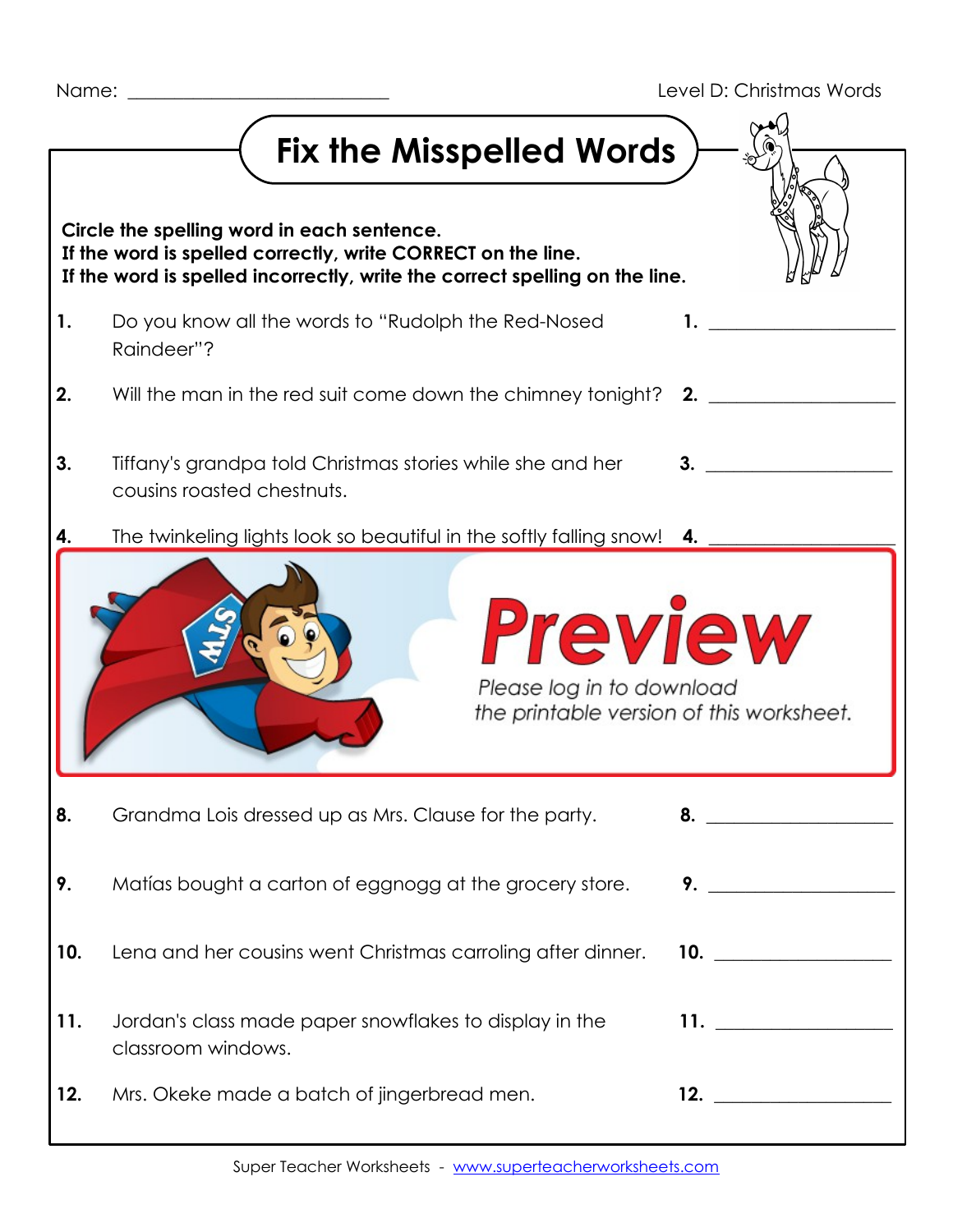Name: ___________________________ Level D: Christmas Words

# Fix the Misspelled Words

**Circle the spelling word in each sentence.**
**If the word is spelled correctly, write CORRECT on the line.**
**If the word is spelled incorrectly, write the correct spelling on the line.**

**1.** Do you know all the words to "Rudolph the Red-Nosed Raindeer"? **1.** ____________________

**2.** Will the man in the red suit come down the chimney tonight? **2.** ____________________

**3.** Tiffany's grandpa told Christmas stories while she and her cousins roasted chestnuts. **3.** ____________________

**4.** The twinkeling lights look so beautiful in the softly falling snow! **4.** ____________________

Preview

*Please log in to download the printable version of this worksheet.*

**8.** Grandma Lois dressed up as Mrs. Clause for the party. **8.** ____________________

**9.** Matías bought a carton of eggnogg at the grocery store. **9.** ____________________

**10.** Lena and her cousins went Christmas carroling after dinner. **10.** ____________________

**11.** Jordan's class made paper snowflakes to display in the classroom windows. **11.** ____________________

**12.** Mrs. Okeke made a batch of jingerbread men. **12.** ____________________

Super Teacher Worksheets - www.superteacherworksheets.com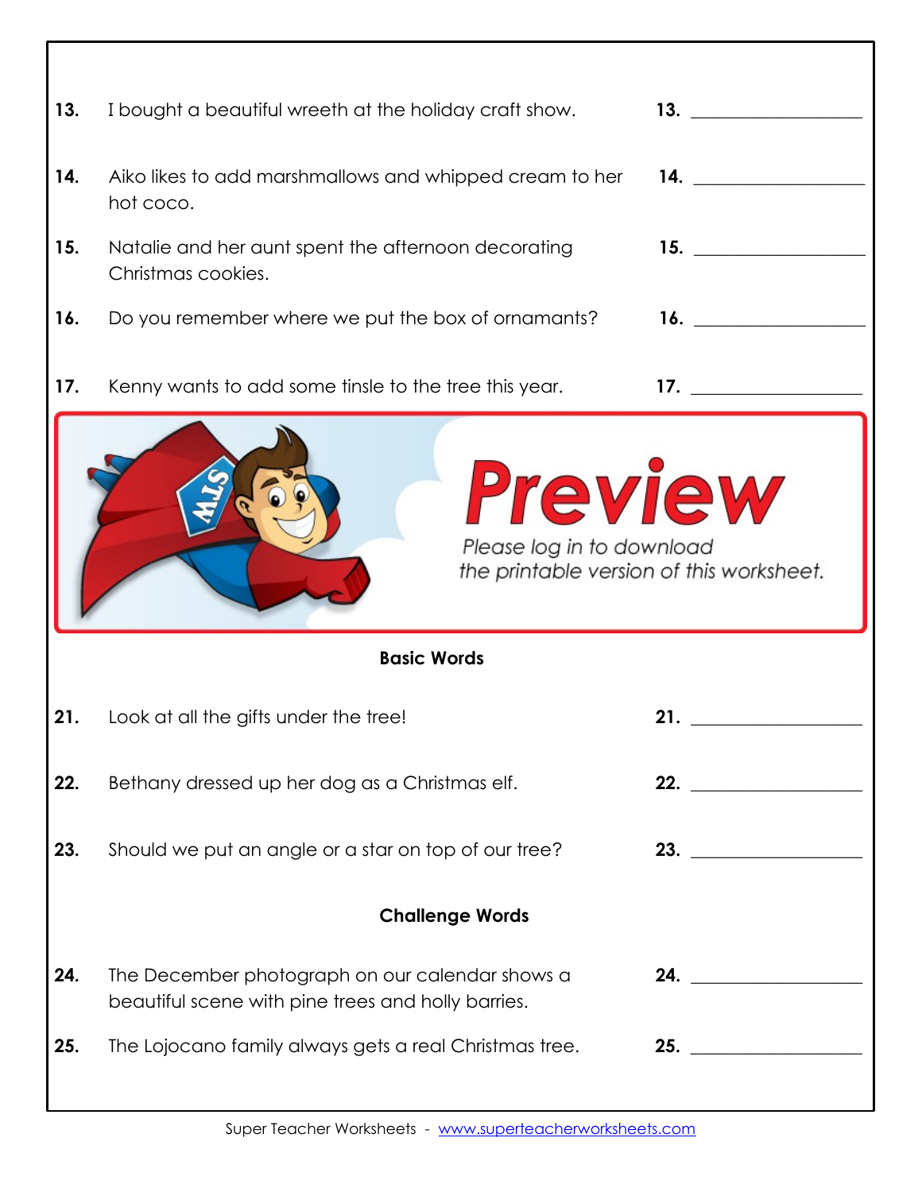13. I bought a beautiful wreeth at the holiday craft show. 13. ____________________

14. Aiko likes to add marshmallows and whipped cream to her hot coco. 14. ____________________

15. Natalie and her aunt spent the afternoon decorating Christmas cookies. 15. ____________________

16. Do you remember where we put the box of ornamants? 16. ____________________

17. Kenny wants to add some tinsle to the tree this year. 17. ____________________

**Preview**

*Please log in to download the printable version of this worksheet.*

**Basic Words**

21. Look at all the gifts under the tree! 21. ____________________

22. Bethany dressed up her dog as a Christmas elf. 22. ____________________

23. Should we put an angle or a star on top of our tree? 23. ____________________

**Challenge Words**

24. The December photograph on our calendar shows a beautiful scene with pine trees and holly barries. 24. ____________________

25. The Lojocano family always gets a real Christmas tree. 25. ____________________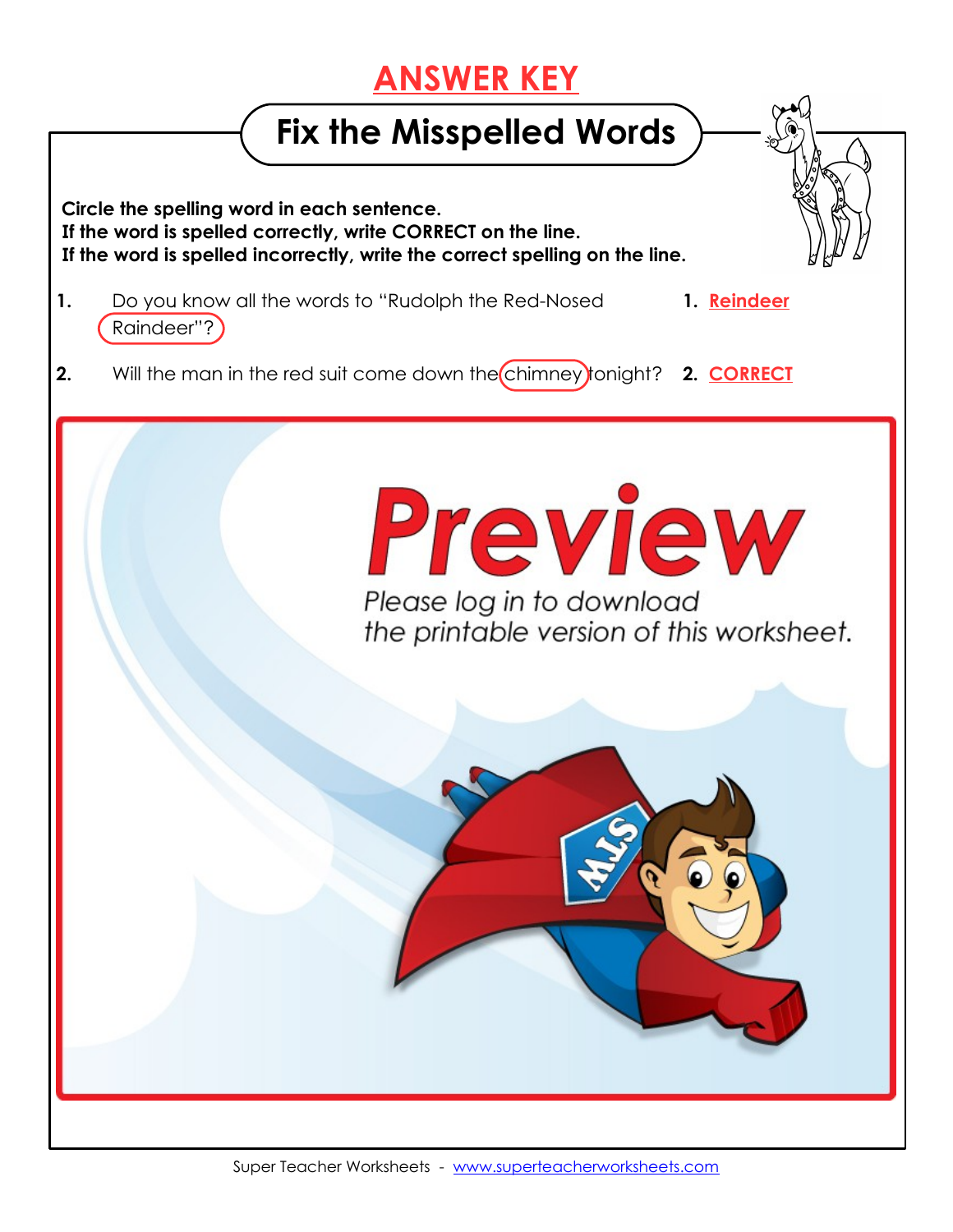# ANSWER KEY

## Fix the Misspelled Words

**Circle the spelling word in each sentence.**
**If the word is spelled correctly, write CORRECT on the line.**
**If the word is spelled incorrectly, write the correct spelling on the line.**

**1.** Do you know all the words to "Rudolph the Red-Nosed Raindeer"? — **1.** Reindeer

**2.** Will the man in the red suit come down the chimney tonight? — **2.** CORRECT

Preview

*Please log in to download the printable version of this worksheet.*

Super Teacher Worksheets - www.superteacherworksheets.com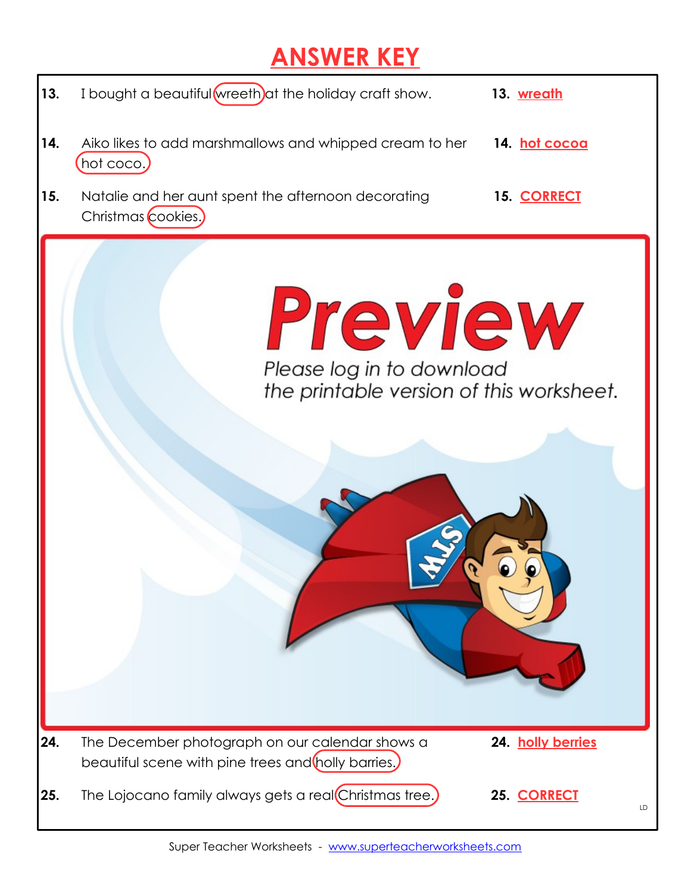# ANSWER KEY

| | | |
|---|---|---|
| **13.** | I bought a beautiful wreeth at the holiday craft show. | **13.** wreath |
| **14.** | Aiko likes to add marshmallows and whipped cream to her hot coco. | **14.** hot cocoa |
| **15.** | Natalie and her aunt spent the afternoon decorating Christmas cookies. | **15.** CORRECT |
| **24.** | The December photograph on our calendar shows a beautiful scene with pine trees and holly barries. | **24.** holly berries |
| **25.** | The Lojocano family always gets a real Christmas tree. | **25.** CORRECT |

LD

Super Teacher Worksheets - www.superteacherworksheets.com